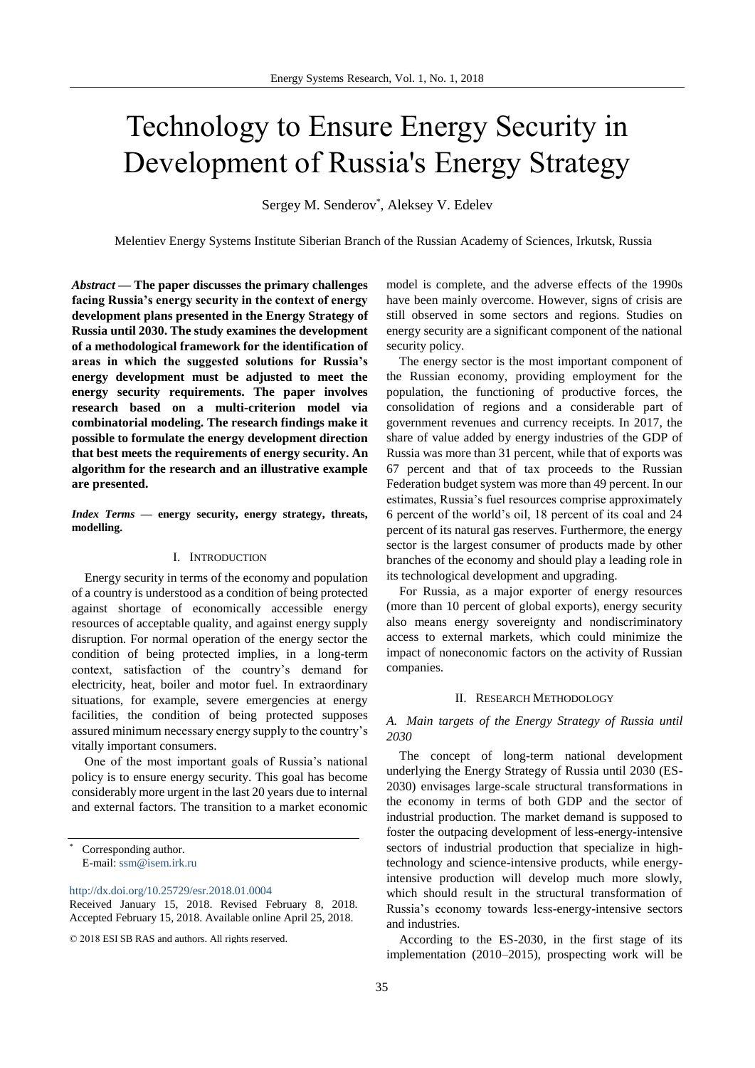# Technology to Ensure Energy Security in Development of Russia's Energy Strategy

Sergey M. Senderov*, Aleksey V. Edelev

Melentiev Energy Systems Institute Siberian Branch of the Russian Academy of Sciences, Irkutsk, Russia

***Abstract* — The paper discusses the primary challenges facing Russia's energy security in the context of energy development plans presented in the Energy Strategy of Russia until 2030. The study examines the development of a methodological framework for the identification of areas in which the suggested solutions for Russia's energy development must be adjusted to meet the energy security requirements. The paper involves research based on a multi-criterion model via combinatorial modeling. The research findings make it possible to formulate the energy development direction that best meets the requirements of energy security. An algorithm for the research and an illustrative example are presented.**

***Index Terms* — energy security, energy strategy, threats, modelling.**

## I. Introduction

Energy security in terms of the economy and population of a country is understood as a condition of being protected against shortage of economically accessible energy resources of acceptable quality, and against energy supply disruption. For normal operation of the energy sector the condition of being protected implies, in a long-term context, satisfaction of the country's demand for electricity, heat, boiler and motor fuel. In extraordinary situations, for example, severe emergencies at energy facilities, the condition of being protected supposes assured minimum necessary energy supply to the country's vitally important consumers.

One of the most important goals of Russia's national policy is to ensure energy security. This goal has become considerably more urgent in the last 20 years due to internal and external factors. The transition to a market economic model is complete, and the adverse effects of the 1990s have been mainly overcome. However, signs of crisis are still observed in some sectors and regions. Studies on energy security are a significant component of the national security policy.

The energy sector is the most important component of the Russian economy, providing employment for the population, the functioning of productive forces, the consolidation of regions and a considerable part of government revenues and currency receipts. In 2017, the share of value added by energy industries of the GDP of Russia was more than 31 percent, while that of exports was 67 percent and that of tax proceeds to the Russian Federation budget system was more than 49 percent. In our estimates, Russia's fuel resources comprise approximately 6 percent of the world's oil, 18 percent of its coal and 24 percent of its natural gas reserves. Furthermore, the energy sector is the largest consumer of products made by other branches of the economy and should play a leading role in its technological development and upgrading.

For Russia, as a major exporter of energy resources (more than 10 percent of global exports), energy security also means energy sovereignty and nondiscriminatory access to external markets, which could minimize the impact of noneconomic factors on the activity of Russian companies.

## II. Research Methodology

### *A. Main targets of the Energy Strategy of Russia until 2030*

The concept of long-term national development underlying the Energy Strategy of Russia until 2030 (ES-2030) envisages large-scale structural transformations in the economy in terms of both GDP and the sector of industrial production. The market demand is supposed to foster the outpacing development of less-energy-intensive sectors of industrial production that specialize in high-technology and science-intensive products, while energy-intensive production will develop much more slowly, which should result in the structural transformation of Russia's economy towards less-energy-intensive sectors and industries.

According to the ES-2030, in the first stage of its implementation (2010–2015), prospecting work will be

---

* Corresponding author.
E-mail: ssm@isem.irk.ru

http://dx.doi.org/10.25729/esr.2018.01.0004
Received January 15, 2018. Revised February 8, 2018. Accepted February 15, 2018. Available online April 25, 2018.

© 2018 ESI SB RAS and authors. All rights reserved.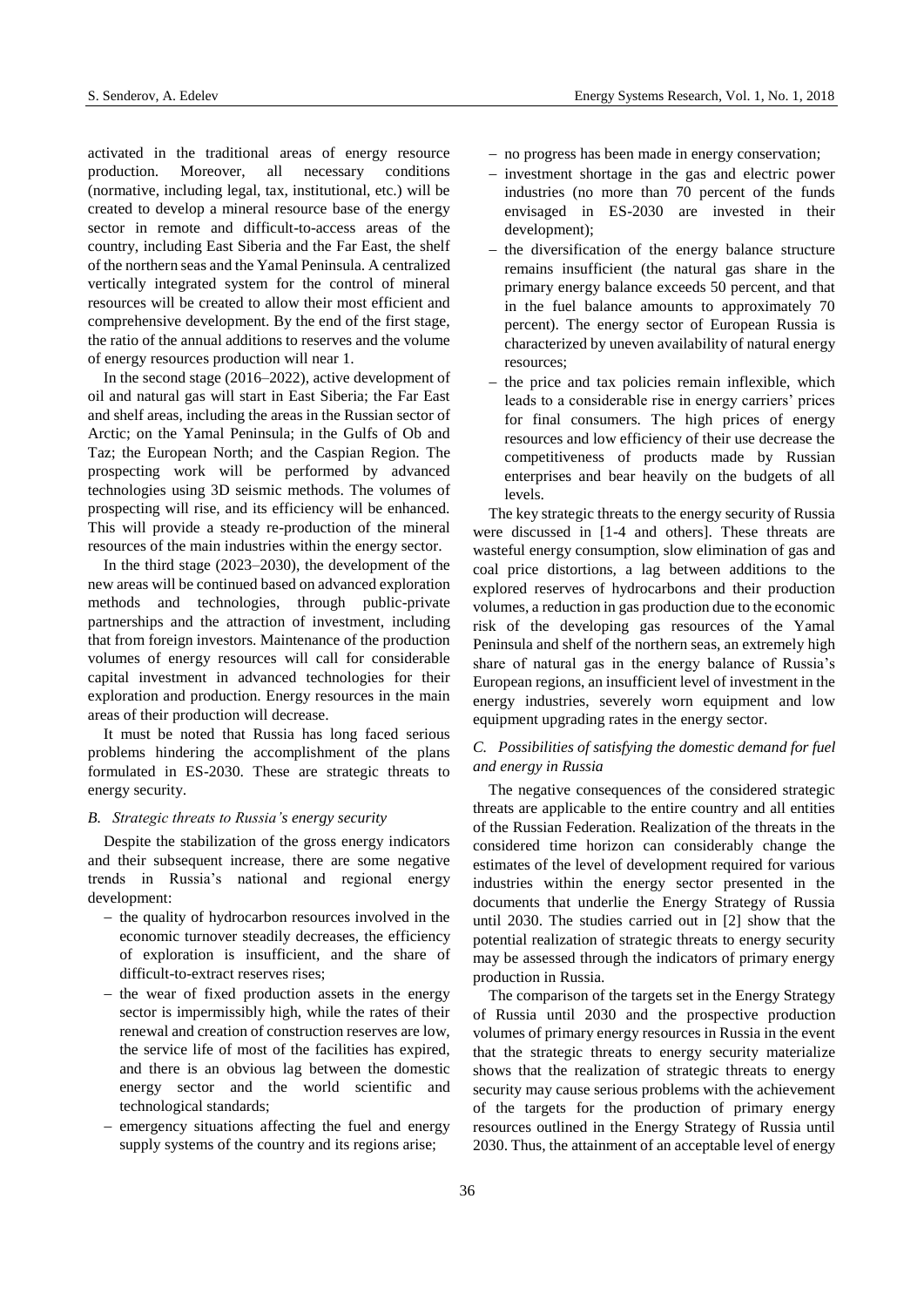activated in the traditional areas of energy resource production. Moreover, all necessary conditions (normative, including legal, tax, institutional, etc.) will be created to develop a mineral resource base of the energy sector in remote and difficult-to-access areas of the country, including East Siberia and the Far East, the shelf of the northern seas and the Yamal Peninsula. A centralized vertically integrated system for the control of mineral resources will be created to allow their most efficient and comprehensive development. By the end of the first stage, the ratio of the annual additions to reserves and the volume of energy resources production will near 1.

In the second stage (2016–2022), active development of oil and natural gas will start in East Siberia; the Far East and shelf areas, including the areas in the Russian sector of Arctic; on the Yamal Peninsula; in the Gulfs of Ob and Taz; the European North; and the Caspian Region. The prospecting work will be performed by advanced technologies using 3D seismic methods. The volumes of prospecting will rise, and its efficiency will be enhanced. This will provide a steady re-production of the mineral resources of the main industries within the energy sector.

In the third stage (2023–2030), the development of the new areas will be continued based on advanced exploration methods and technologies, through public-private partnerships and the attraction of investment, including that from foreign investors. Maintenance of the production volumes of energy resources will call for considerable capital investment in advanced technologies for their exploration and production. Energy resources in the main areas of their production will decrease.

It must be noted that Russia has long faced serious problems hindering the accomplishment of the plans formulated in ES-2030. These are strategic threats to energy security.

### *B. Strategic threats to Russia's energy security*

Despite the stabilization of the gross energy indicators and their subsequent increase, there are some negative trends in Russia's national and regional energy development:

- the quality of hydrocarbon resources involved in the economic turnover steadily decreases, the efficiency of exploration is insufficient, and the share of difficult-to-extract reserves rises;
- the wear of fixed production assets in the energy sector is impermissibly high, while the rates of their renewal and creation of construction reserves are low, the service life of most of the facilities has expired, and there is an obvious lag between the domestic energy sector and the world scientific and technological standards;
- emergency situations affecting the fuel and energy supply systems of the country and its regions arise;
- no progress has been made in energy conservation;
- investment shortage in the gas and electric power industries (no more than 70 percent of the funds envisaged in ES-2030 are invested in their development);
- the diversification of the energy balance structure remains insufficient (the natural gas share in the primary energy balance exceeds 50 percent, and that in the fuel balance amounts to approximately 70 percent). The energy sector of European Russia is characterized by uneven availability of natural energy resources;
- the price and tax policies remain inflexible, which leads to a considerable rise in energy carriers' prices for final consumers. The high prices of energy resources and low efficiency of their use decrease the competitiveness of products made by Russian enterprises and bear heavily on the budgets of all levels.

The key strategic threats to the energy security of Russia were discussed in [1-4 and others]. These threats are wasteful energy consumption, slow elimination of gas and coal price distortions, a lag between additions to the explored reserves of hydrocarbons and their production volumes, a reduction in gas production due to the economic risk of the developing gas resources of the Yamal Peninsula and shelf of the northern seas, an extremely high share of natural gas in the energy balance of Russia's European regions, an insufficient level of investment in the energy industries, severely worn equipment and low equipment upgrading rates in the energy sector.

### *C. Possibilities of satisfying the domestic demand for fuel and energy in Russia*

The negative consequences of the considered strategic threats are applicable to the entire country and all entities of the Russian Federation. Realization of the threats in the considered time horizon can considerably change the estimates of the level of development required for various industries within the energy sector presented in the documents that underlie the Energy Strategy of Russia until 2030. The studies carried out in [2] show that the potential realization of strategic threats to energy security may be assessed through the indicators of primary energy production in Russia.

The comparison of the targets set in the Energy Strategy of Russia until 2030 and the prospective production volumes of primary energy resources in Russia in the event that the strategic threats to energy security materialize shows that the realization of strategic threats to energy security may cause serious problems with the achievement of the targets for the production of primary energy resources outlined in the Energy Strategy of Russia until 2030. Thus, the attainment of an acceptable level of energy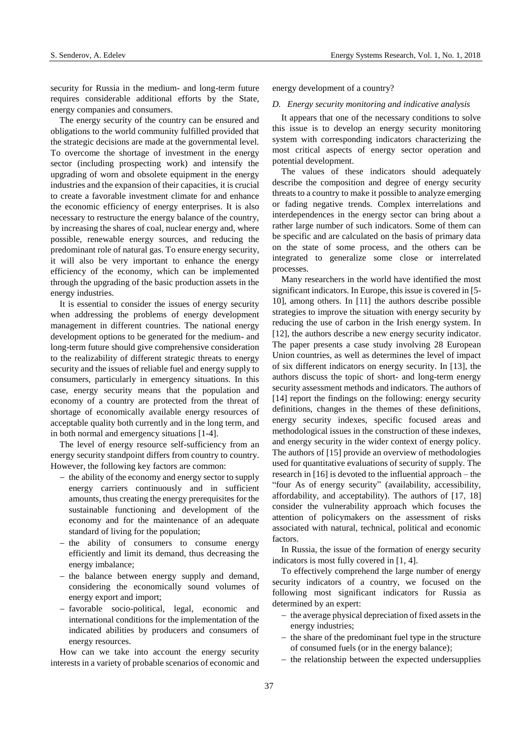security for Russia in the medium- and long-term future requires considerable additional efforts by the State, energy companies and consumers.

The energy security of the country can be ensured and obligations to the world community fulfilled provided that the strategic decisions are made at the governmental level. To overcome the shortage of investment in the energy sector (including prospecting work) and intensify the upgrading of worn and obsolete equipment in the energy industries and the expansion of their capacities, it is crucial to create a favorable investment climate for and enhance the economic efficiency of energy enterprises. It is also necessary to restructure the energy balance of the country, by increasing the shares of coal, nuclear energy and, where possible, renewable energy sources, and reducing the predominant role of natural gas. To ensure energy security, it will also be very important to enhance the energy efficiency of the economy, which can be implemented through the upgrading of the basic production assets in the energy industries.

It is essential to consider the issues of energy security when addressing the problems of energy development management in different countries. The national energy development options to be generated for the medium- and long-term future should give comprehensive consideration to the realizability of different strategic threats to energy security and the issues of reliable fuel and energy supply to consumers, particularly in emergency situations. In this case, energy security means that the population and economy of a country are protected from the threat of shortage of economically available energy resources of acceptable quality both currently and in the long term, and in both normal and emergency situations [1-4].

The level of energy resource self-sufficiency from an energy security standpoint differs from country to country. However, the following key factors are common:

- the ability of the economy and energy sector to supply energy carriers continuously and in sufficient amounts, thus creating the energy prerequisites for the sustainable functioning and development of the economy and for the maintenance of an adequate standard of living for the population;
- the ability of consumers to consume energy efficiently and limit its demand, thus decreasing the energy imbalance;
- the balance between energy supply and demand, considering the economically sound volumes of energy export and import;
- favorable socio-political, legal, economic and international conditions for the implementation of the indicated abilities by producers and consumers of energy resources.

How can we take into account the energy security interests in a variety of probable scenarios of economic and energy development of a country?

### *D. Energy security monitoring and indicative analysis*

It appears that one of the necessary conditions to solve this issue is to develop an energy security monitoring system with corresponding indicators characterizing the most critical aspects of energy sector operation and potential development.

The values of these indicators should adequately describe the composition and degree of energy security threats to a country to make it possible to analyze emerging or fading negative trends. Complex interrelations and interdependences in the energy sector can bring about a rather large number of such indicators. Some of them can be specific and are calculated on the basis of primary data on the state of some process, and the others can be integrated to generalize some close or interrelated processes.

Many researchers in the world have identified the most significant indicators. In Europe, this issue is covered in [5-10], among others. In [11] the authors describe possible strategies to improve the situation with energy security by reducing the use of carbon in the Irish energy system. In [12], the authors describe a new energy security indicator. The paper presents a case study involving 28 European Union countries, as well as determines the level of impact of six different indicators on energy security. In [13], the authors discuss the topic of short- and long-term energy security assessment methods and indicators. The authors of [14] report the findings on the following: energy security definitions, changes in the themes of these definitions, energy security indexes, specific focused areas and methodological issues in the construction of these indexes, and energy security in the wider context of energy policy. The authors of [15] provide an overview of methodologies used for quantitative evaluations of security of supply. The research in [16] is devoted to the influential approach – the "four As of energy security" (availability, accessibility, affordability, and acceptability). The authors of [17, 18] consider the vulnerability approach which focuses the attention of policymakers on the assessment of risks associated with natural, technical, political and economic factors.

In Russia, the issue of the formation of energy security indicators is most fully covered in [1, 4].

To effectively comprehend the large number of energy security indicators of a country, we focused on the following most significant indicators for Russia as determined by an expert:

- the average physical depreciation of fixed assets in the energy industries;
- the share of the predominant fuel type in the structure of consumed fuels (or in the energy balance);
- the relationship between the expected undersupplies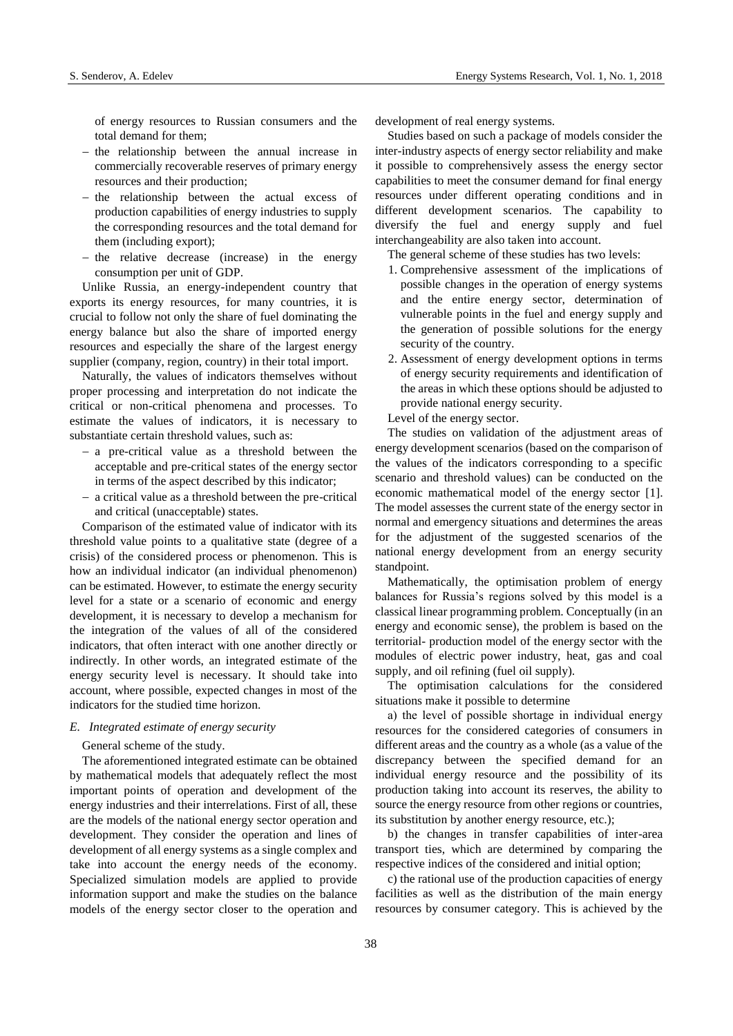of energy resources to Russian consumers and the total demand for them;

- the relationship between the annual increase in commercially recoverable reserves of primary energy resources and their production;
- the relationship between the actual excess of production capabilities of energy industries to supply the corresponding resources and the total demand for them (including export);
- the relative decrease (increase) in the energy consumption per unit of GDP.

Unlike Russia, an energy-independent country that exports its energy resources, for many countries, it is crucial to follow not only the share of fuel dominating the energy balance but also the share of imported energy resources and especially the share of the largest energy supplier (company, region, country) in their total import.

Naturally, the values of indicators themselves without proper processing and interpretation do not indicate the critical or non-critical phenomena and processes. To estimate the values of indicators, it is necessary to substantiate certain threshold values, such as:

- a pre-critical value as a threshold between the acceptable and pre-critical states of the energy sector in terms of the aspect described by this indicator;
- a critical value as a threshold between the pre-critical and critical (unacceptable) states.

Comparison of the estimated value of indicator with its threshold value points to a qualitative state (degree of a crisis) of the considered process or phenomenon. This is how an individual indicator (an individual phenomenon) can be estimated. However, to estimate the energy security level for a state or a scenario of economic and energy development, it is necessary to develop a mechanism for the integration of the values of all of the considered indicators, that often interact with one another directly or indirectly. In other words, an integrated estimate of the energy security level is necessary. It should take into account, where possible, expected changes in most of the indicators for the studied time horizon.

### *E. Integrated estimate of energy security*

General scheme of the study.

The aforementioned integrated estimate can be obtained by mathematical models that adequately reflect the most important points of operation and development of the energy industries and their interrelations. First of all, these are the models of the national energy sector operation and development. They consider the operation and lines of development of all energy systems as a single complex and take into account the energy needs of the economy. Specialized simulation models are applied to provide information support and make the studies on the balance models of the energy sector closer to the operation and development of real energy systems.

Studies based on such a package of models consider the inter-industry aspects of energy sector reliability and make it possible to comprehensively assess the energy sector capabilities to meet the consumer demand for final energy resources under different operating conditions and in different development scenarios. The capability to diversify the fuel and energy supply and fuel interchangeability are also taken into account.

The general scheme of these studies has two levels:

1. Comprehensive assessment of the implications of possible changes in the operation of energy systems and the entire energy sector, determination of vulnerable points in the fuel and energy supply and the generation of possible solutions for the energy security of the country.
2. Assessment of energy development options in terms of energy security requirements and identification of the areas in which these options should be adjusted to provide national energy security.

Level of the energy sector.

The studies on validation of the adjustment areas of energy development scenarios (based on the comparison of the values of the indicators corresponding to a specific scenario and threshold values) can be conducted on the economic mathematical model of the energy sector [1]. The model assesses the current state of the energy sector in normal and emergency situations and determines the areas for the adjustment of the suggested scenarios of the national energy development from an energy security standpoint.

Mathematically, the optimisation problem of energy balances for Russia's regions solved by this model is a classical linear programming problem. Conceptually (in an energy and economic sense), the problem is based on the territorial- production model of the energy sector with the modules of electric power industry, heat, gas and coal supply, and oil refining (fuel oil supply).

The optimisation calculations for the considered situations make it possible to determine

a) the level of possible shortage in individual energy resources for the considered categories of consumers in different areas and the country as a whole (as a value of the discrepancy between the specified demand for an individual energy resource and the possibility of its production taking into account its reserves, the ability to source the energy resource from other regions or countries, its substitution by another energy resource, etc.);

b) the changes in transfer capabilities of inter-area transport ties, which are determined by comparing the respective indices of the considered and initial option;

c) the rational use of the production capacities of energy facilities as well as the distribution of the main energy resources by consumer category. This is achieved by the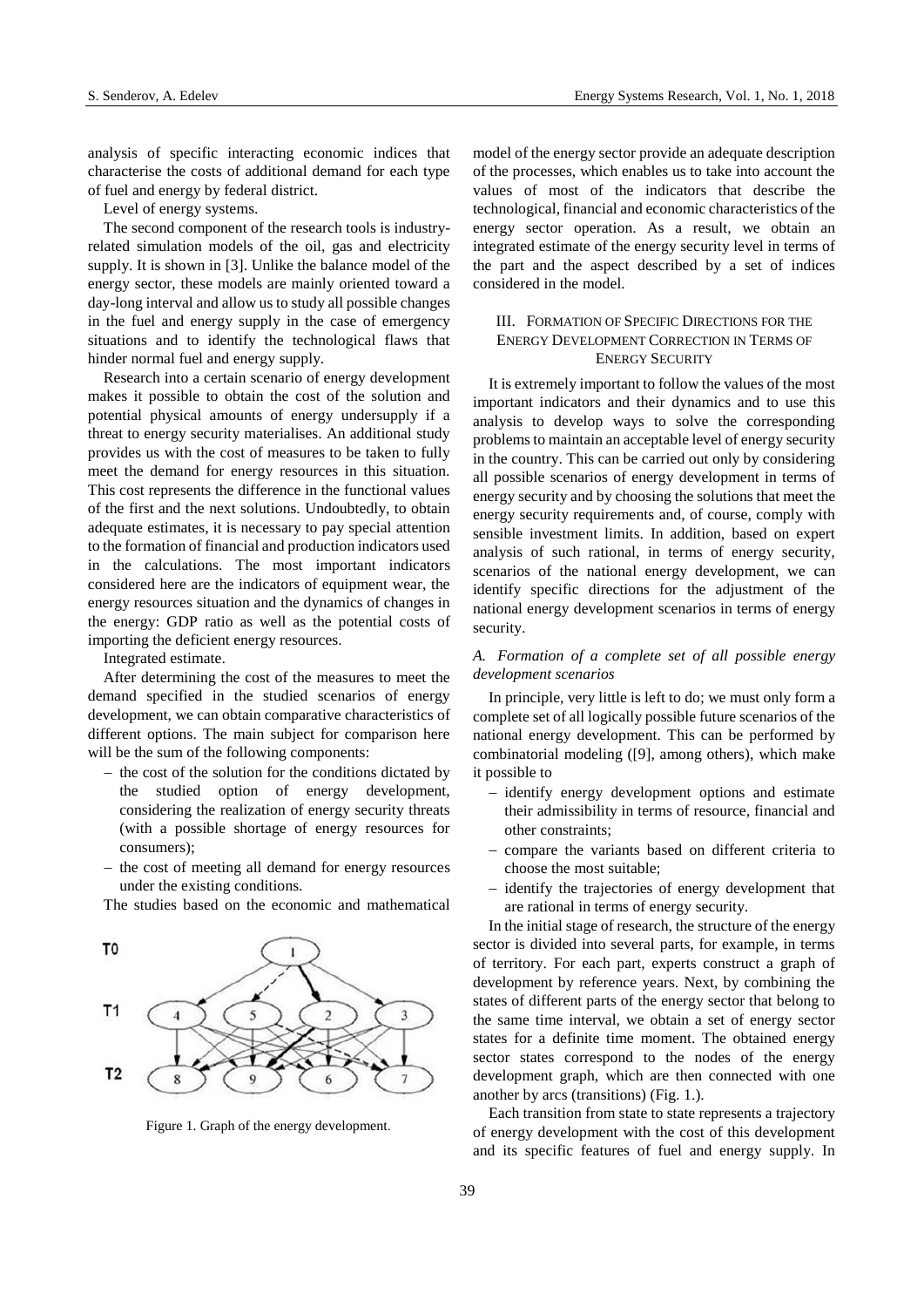analysis of specific interacting economic indices that characterise the costs of additional demand for each type of fuel and energy by federal district.

Level of energy systems.

The second component of the research tools is industry-related simulation models of the oil, gas and electricity supply. It is shown in [3]. Unlike the balance model of the energy sector, these models are mainly oriented toward a day-long interval and allow us to study all possible changes in the fuel and energy supply in the case of emergency situations and to identify the technological flaws that hinder normal fuel and energy supply.

Research into a certain scenario of energy development makes it possible to obtain the cost of the solution and potential physical amounts of energy undersupply if a threat to energy security materialises. An additional study provides us with the cost of measures to be taken to fully meet the demand for energy resources in this situation. This cost represents the difference in the functional values of the first and the next solutions. Undoubtedly, to obtain adequate estimates, it is necessary to pay special attention to the formation of financial and production indicators used in the calculations. The most important indicators considered here are the indicators of equipment wear, the energy resources situation and the dynamics of changes in the energy: GDP ratio as well as the potential costs of importing the deficient energy resources.

Integrated estimate.

After determining the cost of the measures to meet the demand specified in the studied scenarios of energy development, we can obtain comparative characteristics of different options. The main subject for comparison here will be the sum of the following components:

- the cost of the solution for the conditions dictated by the studied option of energy development, considering the realization of energy security threats (with a possible shortage of energy resources for consumers);
- the cost of meeting all demand for energy resources under the existing conditions.

The studies based on the economic and mathematical model of the energy sector provide an adequate description of the processes, which enables us to take into account the values of most of the indicators that describe the technological, financial and economic characteristics of the energy sector operation. As a result, we obtain an integrated estimate of the energy security level in terms of the part and the aspect described by a set of indices considered in the model.

Figure 1. Graph of the energy development.

## III. Formation of Specific Directions for the Energy Development Correction in Terms of Energy Security

It is extremely important to follow the values of the most important indicators and their dynamics and to use this analysis to develop ways to solve the corresponding problems to maintain an acceptable level of energy security in the country. This can be carried out only by considering all possible scenarios of energy development in terms of energy security and by choosing the solutions that meet the energy security requirements and, of course, comply with sensible investment limits. In addition, based on expert analysis of such rational, in terms of energy security, scenarios of the national energy development, we can identify specific directions for the adjustment of the national energy development scenarios in terms of energy security.

### *A. Formation of a complete set of all possible energy development scenarios*

In principle, very little is left to do; we must only form a complete set of all logically possible future scenarios of the national energy development. This can be performed by combinatorial modeling ([9], among others), which make it possible to

- identify energy development options and estimate their admissibility in terms of resource, financial and other constraints;
- compare the variants based on different criteria to choose the most suitable;
- identify the trajectories of energy development that are rational in terms of energy security.

In the initial stage of research, the structure of the energy sector is divided into several parts, for example, in terms of territory. For each part, experts construct a graph of development by reference years. Next, by combining the states of different parts of the energy sector that belong to the same time interval, we obtain a set of energy sector states for a definite time moment. The obtained energy sector states correspond to the nodes of the energy development graph, which are then connected with one another by arcs (transitions) (Fig. 1.).

Each transition from state to state represents a trajectory of energy development with the cost of this development and its specific features of fuel and energy supply. In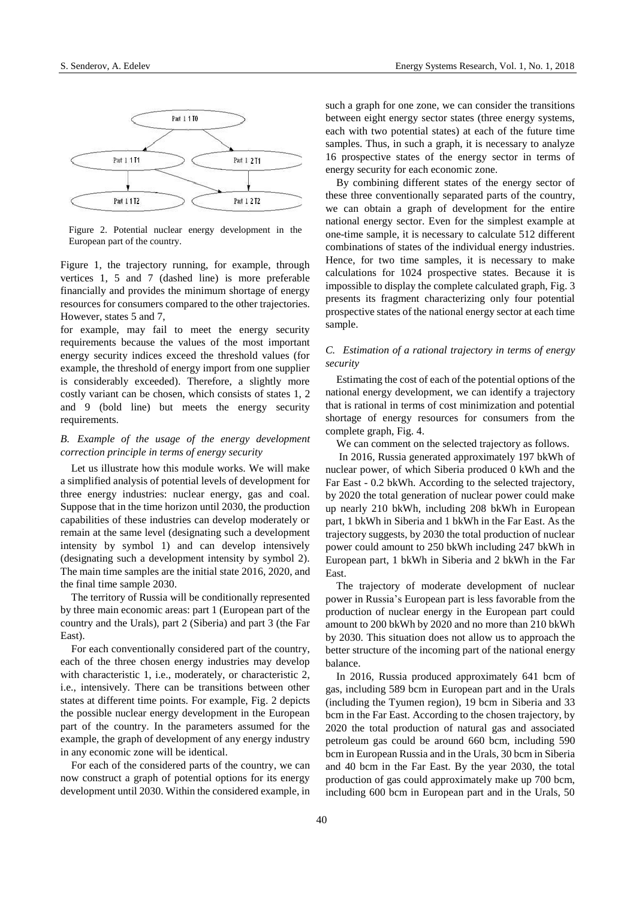Figure 2. Potential nuclear energy development in the European part of the country.

Figure 1, the trajectory running, for example, through vertices 1, 5 and 7 (dashed line) is more preferable financially and provides the minimum shortage of energy resources for consumers compared to the other trajectories. However, states 5 and 7,

for example, may fail to meet the energy security requirements because the values of the most important energy security indices exceed the threshold values (for example, the threshold of energy import from one supplier is considerably exceeded). Therefore, a slightly more costly variant can be chosen, which consists of states 1, 2 and 9 (bold line) but meets the energy security requirements.

### *B. Example of the usage of the energy development correction principle in terms of energy security*

Let us illustrate how this module works. We will make a simplified analysis of potential levels of development for three energy industries: nuclear energy, gas and coal. Suppose that in the time horizon until 2030, the production capabilities of these industries can develop moderately or remain at the same level (designating such a development intensity by symbol 1) and can develop intensively (designating such a development intensity by symbol 2). The main time samples are the initial state 2016, 2020, and the final time sample 2030.

The territory of Russia will be conditionally represented by three main economic areas: part 1 (European part of the country and the Urals), part 2 (Siberia) and part 3 (the Far East).

For each conventionally considered part of the country, each of the three chosen energy industries may develop with characteristic 1, i.e., moderately, or characteristic 2, i.e., intensively. There can be transitions between other states at different time points. For example, Fig. 2 depicts the possible nuclear energy development in the European part of the country. In the parameters assumed for the example, the graph of development of any energy industry in any economic zone will be identical.

For each of the considered parts of the country, we can now construct a graph of potential options for its energy development until 2030. Within the considered example, in such a graph for one zone, we can consider the transitions between eight energy sector states (three energy systems, each with two potential states) at each of the future time samples. Thus, in such a graph, it is necessary to analyze 16 prospective states of the energy sector in terms of energy security for each economic zone.

By combining different states of the energy sector of these three conventionally separated parts of the country, we can obtain a graph of development for the entire national energy sector. Even for the simplest example at one-time sample, it is necessary to calculate 512 different combinations of states of the individual energy industries. Hence, for two time samples, it is necessary to make calculations for 1024 prospective states. Because it is impossible to display the complete calculated graph, Fig. 3 presents its fragment characterizing only four potential prospective states of the national energy sector at each time sample.

### *C. Estimation of a rational trajectory in terms of energy security*

Estimating the cost of each of the potential options of the national energy development, we can identify a trajectory that is rational in terms of cost minimization and potential shortage of energy resources for consumers from the complete graph, Fig. 4.

We can comment on the selected trajectory as follows.

In 2016, Russia generated approximately 197 bkWh of nuclear power, of which Siberia produced 0 kWh and the Far East - 0.2 bkWh. According to the selected trajectory, by 2020 the total generation of nuclear power could make up nearly 210 bkWh, including 208 bkWh in European part, 1 bkWh in Siberia and 1 bkWh in the Far East. As the trajectory suggests, by 2030 the total production of nuclear power could amount to 250 bkWh including 247 bkWh in European part, 1 bkWh in Siberia and 2 bkWh in the Far East.

The trajectory of moderate development of nuclear power in Russia's European part is less favorable from the production of nuclear energy in the European part could amount to 200 bkWh by 2020 and no more than 210 bkWh by 2030. This situation does not allow us to approach the better structure of the incoming part of the national energy balance.

In 2016, Russia produced approximately 641 bcm of gas, including 589 bcm in European part and in the Urals (including the Tyumen region), 19 bcm in Siberia and 33 bcm in the Far East. According to the chosen trajectory, by 2020 the total production of natural gas and associated petroleum gas could be around 660 bcm, including 590 bcm in European Russia and in the Urals, 30 bcm in Siberia and 40 bcm in the Far East. By the year 2030, the total production of gas could approximately make up 700 bcm, including 600 bcm in European part and in the Urals, 50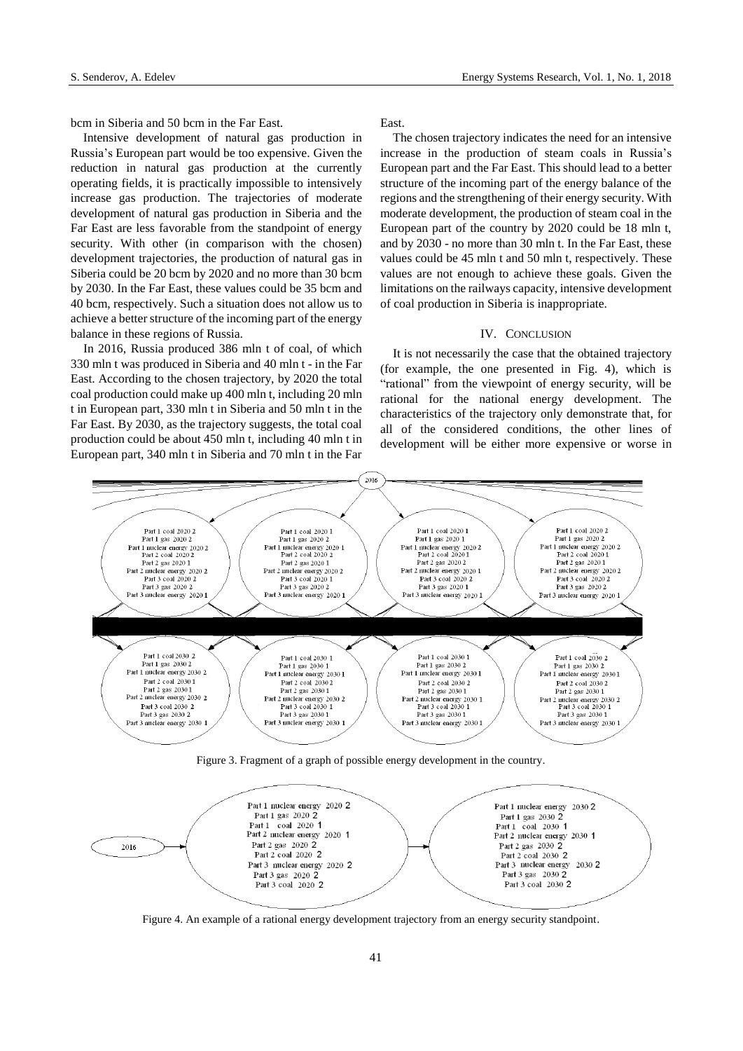bcm in Siberia and 50 bcm in the Far East.

Intensive development of natural gas production in Russia's European part would be too expensive. Given the reduction in natural gas production at the currently operating fields, it is practically impossible to intensively increase gas production. The trajectories of moderate development of natural gas production in Siberia and the Far East are less favorable from the standpoint of energy security. With other (in comparison with the chosen) development trajectories, the production of natural gas in Siberia could be 20 bcm by 2020 and no more than 30 bcm by 2030. In the Far East, these values could be 35 bcm and 40 bcm, respectively. Such a situation does not allow us to achieve a better structure of the incoming part of the energy balance in these regions of Russia.

In 2016, Russia produced 386 mln t of coal, of which 330 mln t was produced in Siberia and 40 mln t - in the Far East. According to the chosen trajectory, by 2020 the total coal production could make up 400 mln t, including 20 mln t in European part, 330 mln t in Siberia and 50 mln t in the Far East. By 2030, as the trajectory suggests, the total coal production could be about 450 mln t, including 40 mln t in European part, 340 mln t in Siberia and 70 mln t in the Far East.

The chosen trajectory indicates the need for an intensive increase in the production of steam coals in Russia's European part and the Far East. This should lead to a better structure of the incoming part of the energy balance of the regions and the strengthening of their energy security. With moderate development, the production of steam coal in the European part of the country by 2020 could be 18 mln t, and by 2030 - no more than 30 mln t. In the Far East, these values could be 45 mln t and 50 mln t, respectively. These values are not enough to achieve these goals. Given the limitations on the railways capacity, intensive development of coal production in Siberia is inappropriate.

## IV. CONCLUSION

It is not necessarily the case that the obtained trajectory (for example, the one presented in Fig. 4), which is "rational" from the viewpoint of energy security, will be rational for the national energy development. The characteristics of the trajectory only demonstrate that, for all of the considered conditions, the other lines of development will be either more expensive or worse in

Figure 3. Fragment of a graph of possible energy development in the country.

Figure 4. An example of a rational energy development trajectory from an energy security standpoint.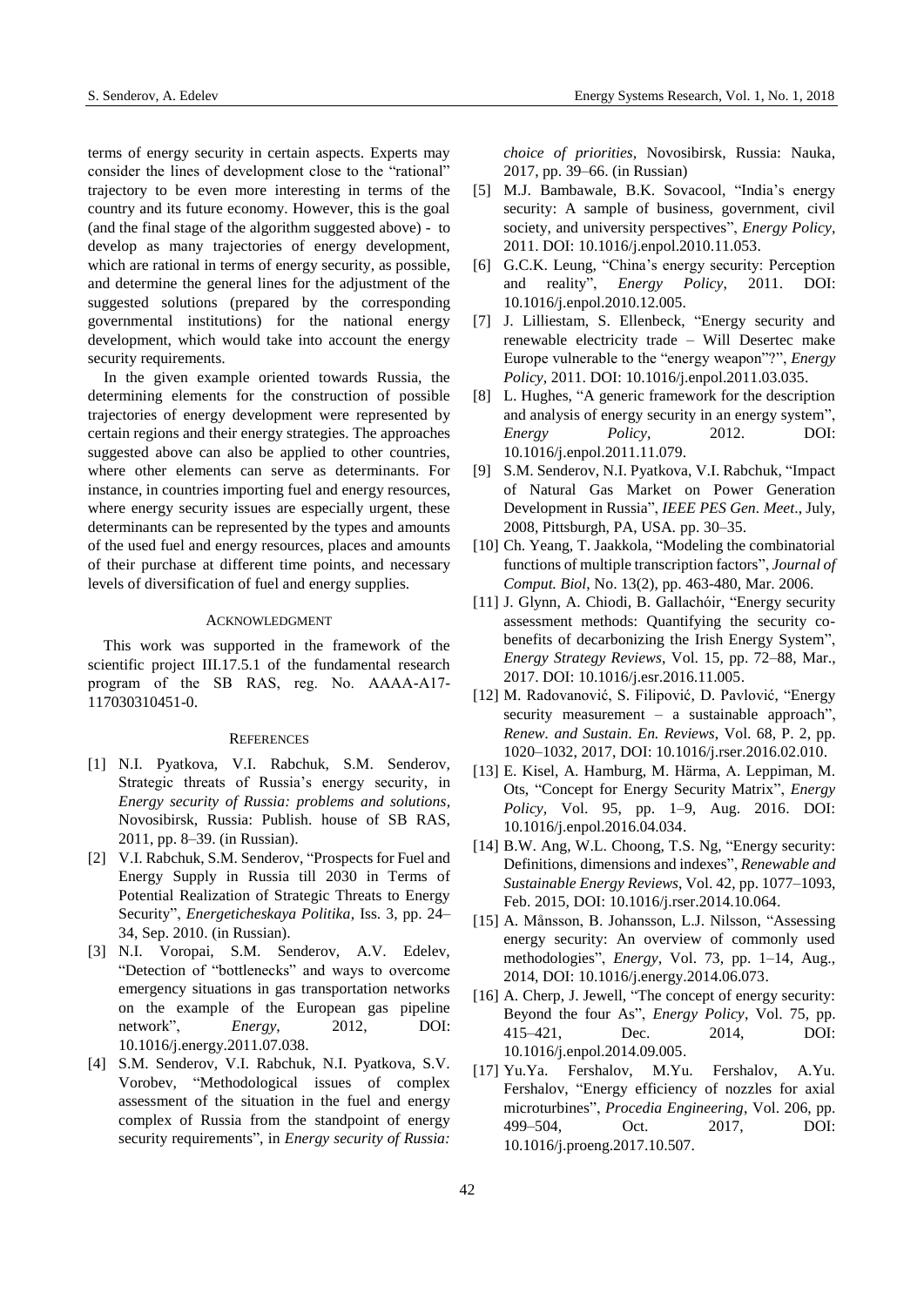terms of energy security in certain aspects. Experts may consider the lines of development close to the "rational" trajectory to be even more interesting in terms of the country and its future economy. However, this is the goal (and the final stage of the algorithm suggested above) - to develop as many trajectories of energy development, which are rational in terms of energy security, as possible, and determine the general lines for the adjustment of the suggested solutions (prepared by the corresponding governmental institutions) for the national energy development, which would take into account the energy security requirements.

In the given example oriented towards Russia, the determining elements for the construction of possible trajectories of energy development were represented by certain regions and their energy strategies. The approaches suggested above can also be applied to other countries, where other elements can serve as determinants. For instance, in countries importing fuel and energy resources, where energy security issues are especially urgent, these determinants can be represented by the types and amounts of the used fuel and energy resources, places and amounts of their purchase at different time points, and necessary levels of diversification of fuel and energy supplies.

## Acknowledgment

This work was supported in the framework of the scientific project III.17.5.1 of the fundamental research program of the SB RAS, reg. No. AAAA-A17-117030310451-0.

## References

- [1] N.I. Pyatkova, V.I. Rabchuk, S.M. Senderov, Strategic threats of Russia's energy security, in *Energy security of Russia: problems and solutions*, Novosibirsk, Russia: Publish. house of SB RAS, 2011, pp. 8–39. (in Russian).
- [2] V.I. Rabchuk, S.M. Senderov, "Prospects for Fuel and Energy Supply in Russia till 2030 in Terms of Potential Realization of Strategic Threats to Energy Security", *Energeticheskaya Politika*, Iss. 3, pp. 24–34, Sep. 2010. (in Russian).
- [3] N.I. Voropai, S.M. Senderov, A.V. Edelev, "Detection of "bottlenecks" and ways to overcome emergency situations in gas transportation networks on the example of the European gas pipeline network", *Energy*, 2012, DOI: 10.1016/j.energy.2011.07.038.
- [4] S.M. Senderov, V.I. Rabchuk, N.I. Pyatkova, S.V. Vorobev, "Methodological issues of complex assessment of the situation in the fuel and energy complex of Russia from the standpoint of energy security requirements", in *Energy security of Russia: choice of priorities*, Novosibirsk, Russia: Nauka, 2017, pp. 39–66. (in Russian)
- [5] M.J. Bambawale, B.K. Sovacool, "India's energy security: A sample of business, government, civil society, and university perspectives", *Energy Policy*, 2011. DOI: 10.1016/j.enpol.2010.11.053.
- [6] G.C.K. Leung, "China's energy security: Perception and reality", *Energy Policy*, 2011. DOI: 10.1016/j.enpol.2010.12.005.
- [7] J. Lilliestam, S. Ellenbeck, "Energy security and renewable electricity trade – Will Desertec make Europe vulnerable to the "energy weapon"?", *Energy Policy*, 2011. DOI: 10.1016/j.enpol.2011.03.035.
- [8] L. Hughes, "A generic framework for the description and analysis of energy security in an energy system", *Energy Policy*, 2012. DOI: 10.1016/j.enpol.2011.11.079.
- [9] S.M. Senderov, N.I. Pyatkova, V.I. Rabchuk, "Impact of Natural Gas Market on Power Generation Development in Russia", *IEEE PES Gen. Meet*., July, 2008, Pittsburgh, PA, USA. pp. 30–35.
- [10] Ch. Yeang, T. Jaakkola, "Modeling the combinatorial functions of multiple transcription factors", *Journal of Comput. Biol*, No. 13(2), pp. 463-480, Mar. 2006.
- [11] J. Glynn, A. Chiodi, B. Gallachóir, "Energy security assessment methods: Quantifying the security co-benefits of decarbonizing the Irish Energy System", *Energy Strategy Reviews*, Vol. 15, pp. 72–88, Mar., 2017. DOI: 10.1016/j.esr.2016.11.005.
- [12] M. Radovanović, S. Filipović, D. Pavlović, "Energy security measurement – a sustainable approach", *Renew. and Sustain. En. Reviews*, Vol. 68, P. 2, pp. 1020–1032, 2017, DOI: 10.1016/j.rser.2016.02.010.
- [13] E. Kisel, A. Hamburg, M. Härma, A. Leppiman, M. Ots, "Concept for Energy Security Matrix", *Energy Policy*, Vol. 95, pp. 1–9, Aug. 2016. DOI: 10.1016/j.enpol.2016.04.034.
- [14] B.W. Ang, W.L. Choong, T.S. Ng, "Energy security: Definitions, dimensions and indexes", *Renewable and Sustainable Energy Reviews*, Vol. 42, pp. 1077–1093, Feb. 2015, DOI: 10.1016/j.rser.2014.10.064.
- [15] A. Månsson, B. Johansson, L.J. Nilsson, "Assessing energy security: An overview of commonly used methodologies", *Energy*, Vol. 73, pp. 1–14, Aug., 2014, DOI: 10.1016/j.energy.2014.06.073.
- [16] A. Cherp, J. Jewell, "The concept of energy security: Beyond the four As", *Energy Policy*, Vol. 75, pp. 415–421, Dec. 2014, DOI: 10.1016/j.enpol.2014.09.005.
- [17] Yu.Ya. Fershalov, M.Yu. Fershalov, A.Yu. Fershalov, "Energy efficiency of nozzles for axial microturbines", *Procedia Engineering*, Vol. 206, pp. 499–504, Oct. 2017, DOI: 10.1016/j.proeng.2017.10.507.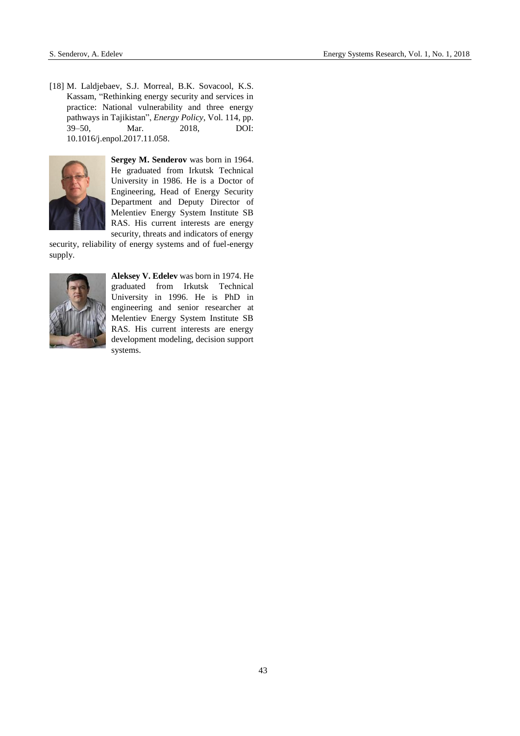[18] M. Laldjebaev, S.J. Morreal, B.K. Sovacool, K.S. Kassam, "Rethinking energy security and services in practice: National vulnerability and three energy pathways in Tajikistan", *Energy Policy*, Vol. 114, pp. 39–50, Mar. 2018, DOI: 10.1016/j.enpol.2017.11.058.

**Sergey M. Senderov** was born in 1964. He graduated from Irkutsk Technical University in 1986. He is a Doctor of Engineering, Head of Energy Security Department and Deputy Director of Melentiev Energy System Institute SB RAS. His current interests are energy security, threats and indicators of energy security, reliability of energy systems and of fuel-energy supply.

**Aleksey V. Edelev** was born in 1974. He graduated from Irkutsk Technical University in 1996. He is PhD in engineering and senior researcher at Melentiev Energy System Institute SB RAS. His current interests are energy development modeling, decision support systems.